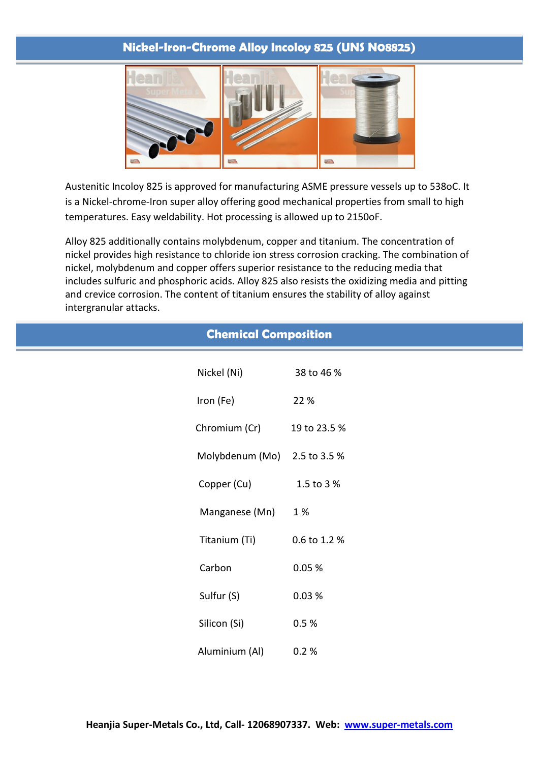# Nickel-Iron-Chrome Alloy Incoloy 825 (UNS N08825)

Austenitic Incoloy 825 is approved for manufacturing ASME pressure vessels up to 538oC. It is a Nickel-chrome-Iron super alloy offering good mechanical properties from small to high temperatures. Easy weldability. Hot processing is allowed up to 2150oF.

Alloy 825 additionally contains molybdenum, copper and titanium. The concentration of nickel provides high resistance to chloride ion stress corrosion cracking. The combination of nickel, molybdenum and copper offers superior resistance to the reducing media that includes sulfuric and phosphoric acids. Alloy 825 also resists the oxidizing media and pitting and crevice corrosion. The content of titanium ensures the stability of alloy against intergranular attacks.

## Chemical Composition

| Element | Content |
|---|---|
| Nickel (Ni) | 38 to 46 % |
| Iron (Fe) | 22 % |
| Chromium (Cr) | 19 to 23.5 % |
| Molybdenum (Mo) | 2.5 to 3.5 % |
| Copper (Cu) | 1.5 to 3 % |
| Manganese (Mn) | 1 % |
| Titanium (Ti) | 0.6 to 1.2 % |
| Carbon | 0.05 % |
| Sulfur (S) | 0.03 % |
| Silicon (Si) | 0.5 % |
| Aluminium (Al) | 0.2 % |

**Heanjia Super-Metals Co., Ltd, Call- 12068907337. Web: www.super-metals.com**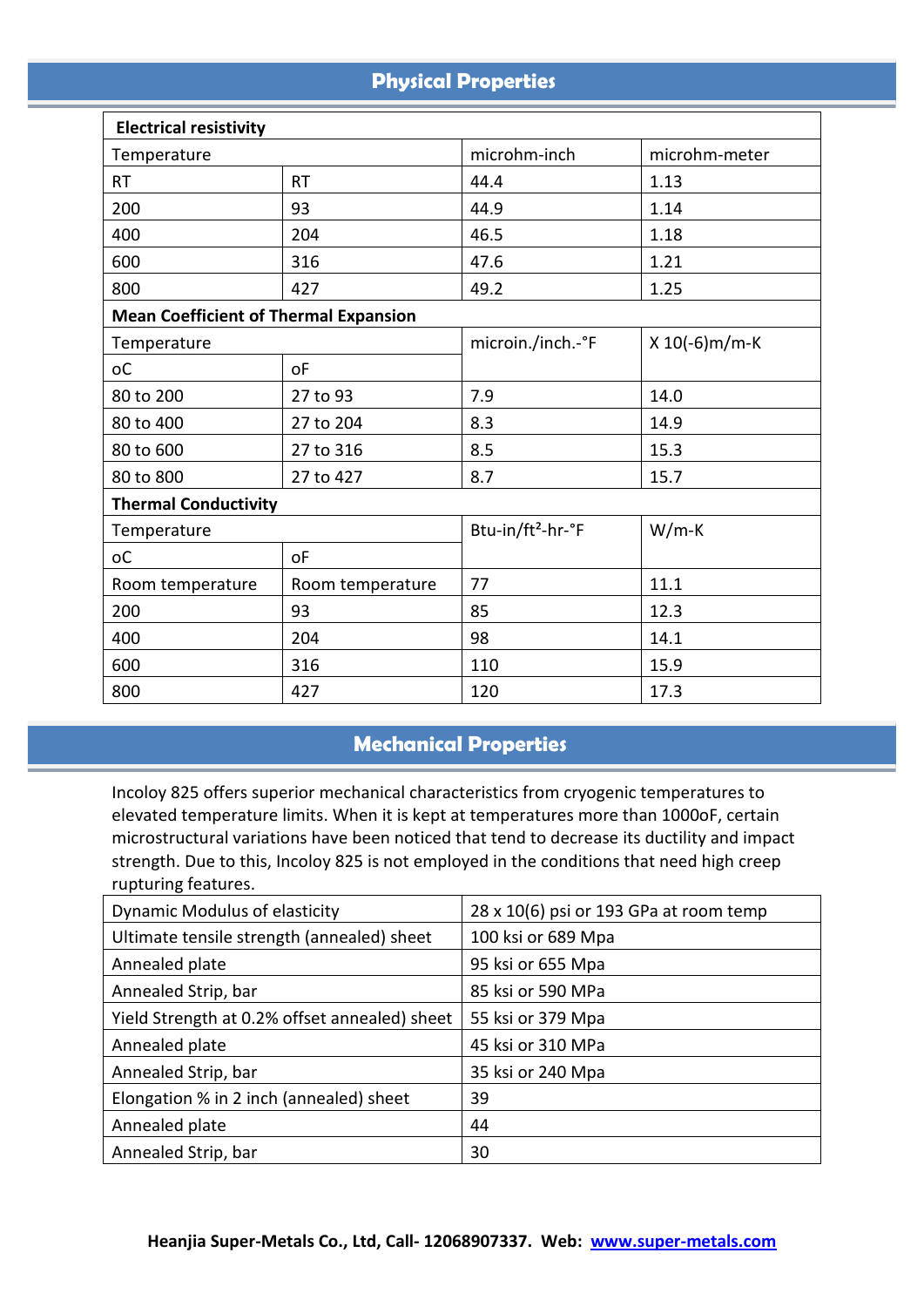## Physical Properties

| Electrical resistivity | | | |
|---|---|---|---|
| Temperature | | microhm-inch | microhm-meter |
| RT | RT | 44.4 | 1.13 |
| 200 | 93 | 44.9 | 1.14 |
| 400 | 204 | 46.5 | 1.18 |
| 600 | 316 | 47.6 | 1.21 |
| 800 | 427 | 49.2 | 1.25 |
| **Mean Coefficient of Thermal Expansion** | | | |
| Temperature | | microin./inch.-°F | X 10(-6)m/m-K |
| oC | oF | | |
| 80 to 200 | 27 to 93 | 7.9 | 14.0 |
| 80 to 400 | 27 to 204 | 8.3 | 14.9 |
| 80 to 600 | 27 to 316 | 8.5 | 15.3 |
| 80 to 800 | 27 to 427 | 8.7 | 15.7 |
| **Thermal Conductivity** | | | |
| Temperature | | Btu-in/ft²-hr-°F | W/m-K |
| oC | oF | | |
| Room temperature | Room temperature | 77 | 11.1 |
| 200 | 93 | 85 | 12.3 |
| 400 | 204 | 98 | 14.1 |
| 600 | 316 | 110 | 15.9 |
| 800 | 427 | 120 | 17.3 |

## Mechanical Properties

Incoloy 825 offers superior mechanical characteristics from cryogenic temperatures to elevated temperature limits. When it is kept at temperatures more than 1000oF, certain microstructural variations have been noticed that tend to decrease its ductility and impact strength. Due to this, Incoloy 825 is not employed in the conditions that need high creep rupturing features.

| Dynamic Modulus of elasticity | 28 x 10(6) psi or 193 GPa at room temp |
|---|---|
| Ultimate tensile strength (annealed) sheet | 100 ksi or 689 Mpa |
| Annealed plate | 95 ksi or 655 Mpa |
| Annealed Strip, bar | 85 ksi or 590 MPa |
| Yield Strength at 0.2% offset annealed) sheet | 55 ksi or 379 Mpa |
| Annealed plate | 45 ksi or 310 MPa |
| Annealed Strip, bar | 35 ksi or 240 Mpa |
| Elongation % in 2 inch (annealed) sheet | 39 |
| Annealed plate | 44 |
| Annealed Strip, bar | 30 |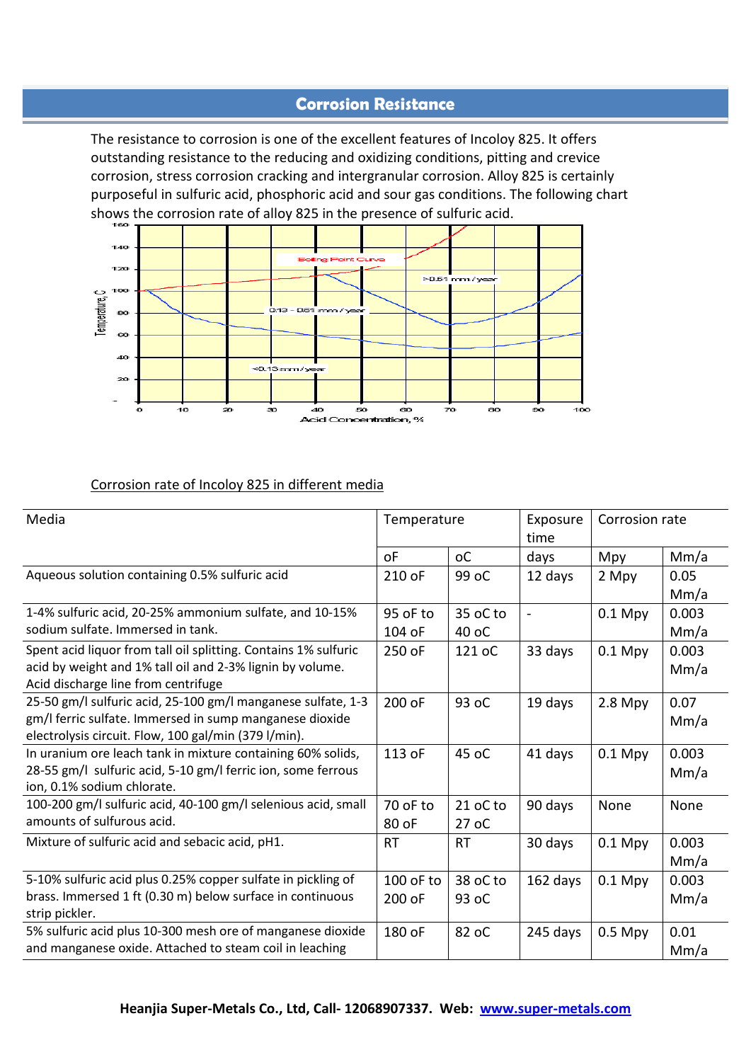## Corrosion Resistance

The resistance to corrosion is one of the excellent features of Incoloy 825. It offers outstanding resistance to the reducing and oxidizing conditions, pitting and crevice corrosion, stress corrosion cracking and intergranular corrosion. Alloy 825 is certainly purposeful in sulfuric acid, phosphoric acid and sour gas conditions. The following chart shows the corrosion rate of alloy 825 in the presence of sulfuric acid.

Corrosion rate of Incoloy 825 in different media

| Media | Temperature | | Exposure time | Corrosion rate | |
|---|---|---|---|---|---|
| | oF | oC | days | Mpy | Mm/a |
| Aqueous solution containing 0.5% sulfuric acid | 210 oF | 99 oC | 12 days | 2 Mpy | 0.05 Mm/a |
| 1-4% sulfuric acid, 20-25% ammonium sulfate, and 10-15% sodium sulfate. Immersed in tank. | 95 oF to 104 oF | 35 oC to 40 oC | - | 0.1 Mpy | 0.003 Mm/a |
| Spent acid liquor from tall oil splitting. Contains 1% sulfuric acid by weight and 1% tall oil and 2-3% lignin by volume. Acid discharge line from centrifuge | 250 oF | 121 oC | 33 days | 0.1 Mpy | 0.003 Mm/a |
| 25-50 gm/l sulfuric acid, 25-100 gm/l manganese sulfate, 1-3 gm/l ferric sulfate. Immersed in sump manganese dioxide electrolysis circuit. Flow, 100 gal/min (379 l/min). | 200 oF | 93 oC | 19 days | 2.8 Mpy | 0.07 Mm/a |
| In uranium ore leach tank in mixture containing 60% solids, 28-55 gm/l sulfuric acid, 5-10 gm/l ferric ion, some ferrous ion, 0.1% sodium chlorate. | 113 oF | 45 oC | 41 days | 0.1 Mpy | 0.003 Mm/a |
| 100-200 gm/l sulfuric acid, 40-100 gm/l selenious acid, small amounts of sulfurous acid. | 70 oF to 80 oF | 21 oC to 27 oC | 90 days | None | None |
| Mixture of sulfuric acid and sebacic acid, pH1. | RT | RT | 30 days | 0.1 Mpy | 0.003 Mm/a |
| 5-10% sulfuric acid plus 0.25% copper sulfate in pickling of brass. Immersed 1 ft (0.30 m) below surface in continuous strip pickler. | 100 oF to 200 oF | 38 oC to 93 oC | 162 days | 0.1 Mpy | 0.003 Mm/a |
| 5% sulfuric acid plus 10-300 mesh ore of manganese dioxide and manganese oxide. Attached to steam coil in leaching | 180 oF | 82 oC | 245 days | 0.5 Mpy | 0.01 Mm/a |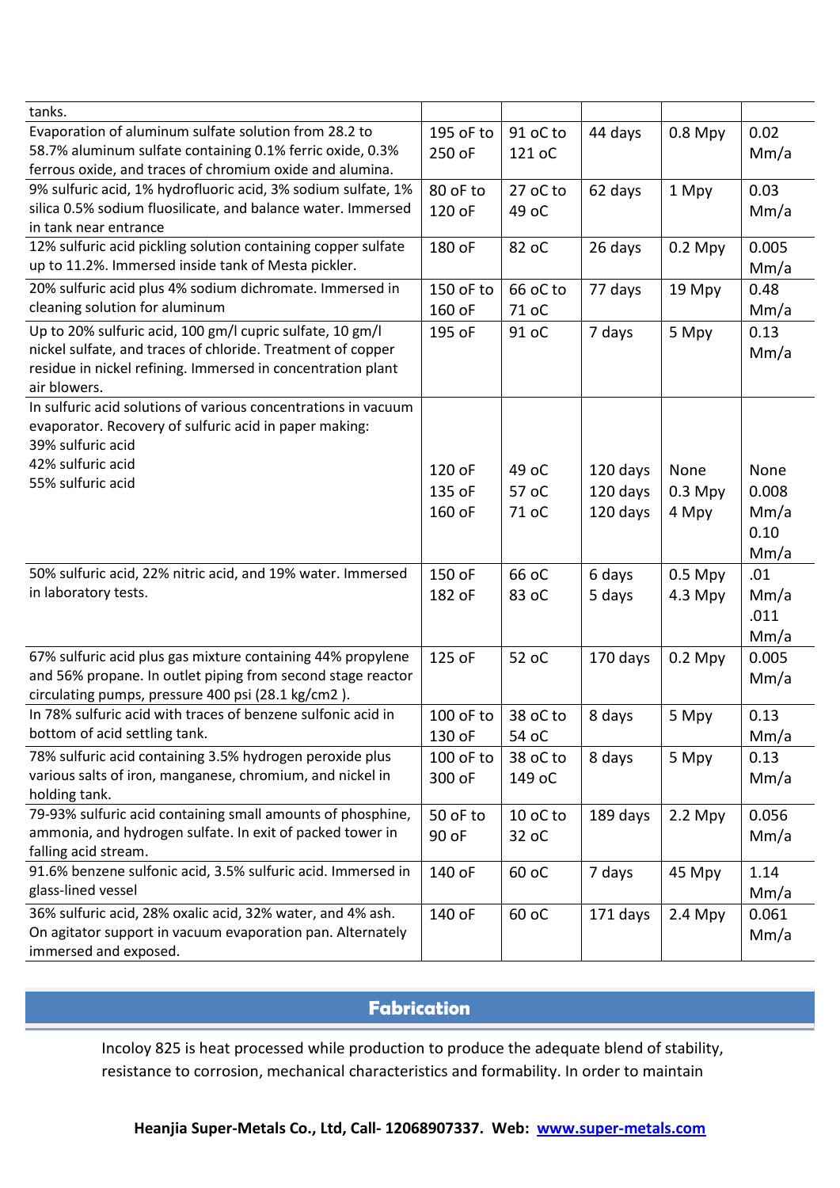| | | | | | |
|---|---|---|---|---|---|
| tanks. | | | | | |
| Evaporation of aluminum sulfate solution from 28.2 to 58.7% aluminum sulfate containing 0.1% ferric oxide, 0.3% ferrous oxide, and traces of chromium oxide and alumina. | 195 oF to 250 oF | 91 oC to 121 oC | 44 days | 0.8 Mpy | 0.02 Mm/a |
| 9% sulfuric acid, 1% hydrofluoric acid, 3% sodium sulfate, 1% silica 0.5% sodium fluosilicate, and balance water. Immersed in tank near entrance | 80 oF to 120 oF | 27 oC to 49 oC | 62 days | 1 Mpy | 0.03 Mm/a |
| 12% sulfuric acid pickling solution containing copper sulfate up to 11.2%. Immersed inside tank of Mesta pickler. | 180 oF | 82 oC | 26 days | 0.2 Mpy | 0.005 Mm/a |
| 20% sulfuric acid plus 4% sodium dichromate. Immersed in cleaning solution for aluminum | 150 oF to 160 oF | 66 oC to 71 oC | 77 days | 19 Mpy | 0.48 Mm/a |
| Up to 20% sulfuric acid, 100 gm/l cupric sulfate, 10 gm/l nickel sulfate, and traces of chloride. Treatment of copper residue in nickel refining. Immersed in concentration plant air blowers. | 195 oF | 91 oC | 7 days | 5 Mpy | 0.13 Mm/a |
| In sulfuric acid solutions of various concentrations in vacuum evaporator. Recovery of sulfuric acid in paper making:<br>39% sulfuric acid<br>42% sulfuric acid<br>55% sulfuric acid | 120 oF<br>135 oF<br>160 oF | 49 oC<br>57 oC<br>71 oC | 120 days<br>120 days<br>120 days | None<br>0.3 Mpy<br>4 Mpy | None<br>0.008 Mm/a<br>0.10 Mm/a |
| 50% sulfuric acid, 22% nitric acid, and 19% water. Immersed in laboratory tests. | 150 oF<br>182 oF | 66 oC<br>83 oC | 6 days<br>5 days | 0.5 Mpy<br>4.3 Mpy | .01 Mm/a<br>.011 Mm/a |
| 67% sulfuric acid plus gas mixture containing 44% propylene and 56% propane. In outlet piping from second stage reactor circulating pumps, pressure 400 psi (28.1 kg/cm2 ). | 125 oF | 52 oC | 170 days | 0.2 Mpy | 0.005 Mm/a |
| In 78% sulfuric acid with traces of benzene sulfonic acid in bottom of acid settling tank. | 100 oF to 130 oF | 38 oC to 54 oC | 8 days | 5 Mpy | 0.13 Mm/a |
| 78% sulfuric acid containing 3.5% hydrogen peroxide plus various salts of iron, manganese, chromium, and nickel in holding tank. | 100 oF to 300 oF | 38 oC to 149 oC | 8 days | 5 Mpy | 0.13 Mm/a |
| 79-93% sulfuric acid containing small amounts of phosphine, ammonia, and hydrogen sulfate. In exit of packed tower in falling acid stream. | 50 oF to 90 oF | 10 oC to 32 oC | 189 days | 2.2 Mpy | 0.056 Mm/a |
| 91.6% benzene sulfonic acid, 3.5% sulfuric acid. Immersed in glass-lined vessel | 140 oF | 60 oC | 7 days | 45 Mpy | 1.14 Mm/a |
| 36% sulfuric acid, 28% oxalic acid, 32% water, and 4% ash. On agitator support in vacuum evaporation pan. Alternately immersed and exposed. | 140 oF | 60 oC | 171 days | 2.4 Mpy | 0.061 Mm/a |

## Fabrication

Incoloy 825 is heat processed while production to produce the adequate blend of stability, resistance to corrosion, mechanical characteristics and formability. In order to maintain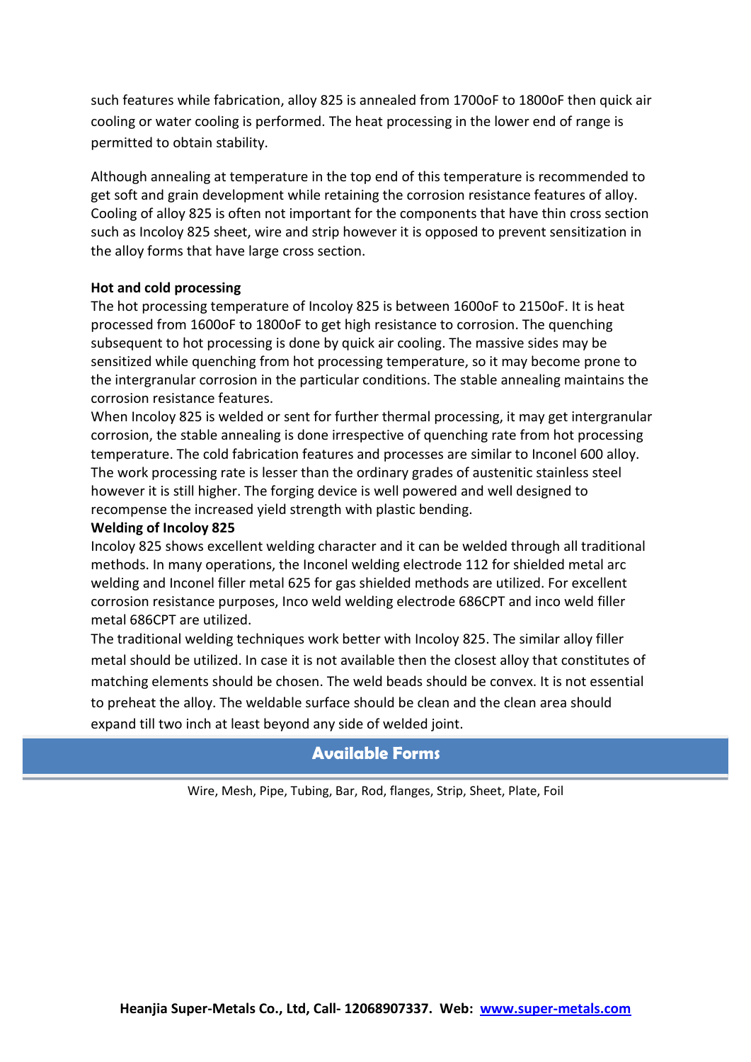such features while fabrication, alloy 825 is annealed from 1700oF to 1800oF then quick air cooling or water cooling is performed. The heat processing in the lower end of range is permitted to obtain stability.

Although annealing at temperature in the top end of this temperature is recommended to get soft and grain development while retaining the corrosion resistance features of alloy. Cooling of alloy 825 is often not important for the components that have thin cross section such as Incoloy 825 sheet, wire and strip however it is opposed to prevent sensitization in the alloy forms that have large cross section.

**Hot and cold processing**

The hot processing temperature of Incoloy 825 is between 1600oF to 2150oF. It is heat processed from 1600oF to 1800oF to get high resistance to corrosion. The quenching subsequent to hot processing is done by quick air cooling. The massive sides may be sensitized while quenching from hot processing temperature, so it may become prone to the intergranular corrosion in the particular conditions. The stable annealing maintains the corrosion resistance features.

When Incoloy 825 is welded or sent for further thermal processing, it may get intergranular corrosion, the stable annealing is done irrespective of quenching rate from hot processing temperature. The cold fabrication features and processes are similar to Inconel 600 alloy. The work processing rate is lesser than the ordinary grades of austenitic stainless steel however it is still higher. The forging device is well powered and well designed to recompense the increased yield strength with plastic bending.

**Welding of Incoloy 825**

Incoloy 825 shows excellent welding character and it can be welded through all traditional methods. In many operations, the Inconel welding electrode 112 for shielded metal arc welding and Inconel filler metal 625 for gas shielded methods are utilized. For excellent corrosion resistance purposes, Inco weld welding electrode 686CPT and inco weld filler metal 686CPT are utilized.

The traditional welding techniques work better with Incoloy 825. The similar alloy filler metal should be utilized. In case it is not available then the closest alloy that constitutes of matching elements should be chosen. The weld beads should be convex. It is not essential to preheat the alloy. The weldable surface should be clean and the clean area should expand till two inch at least beyond any side of welded joint.

## Available Forms

Wire, Mesh, Pipe, Tubing, Bar, Rod, flanges, Strip, Sheet, Plate, Foil

**Heanjia Super-Metals Co., Ltd, Call- 12068907337. Web: www.super-metals.com**